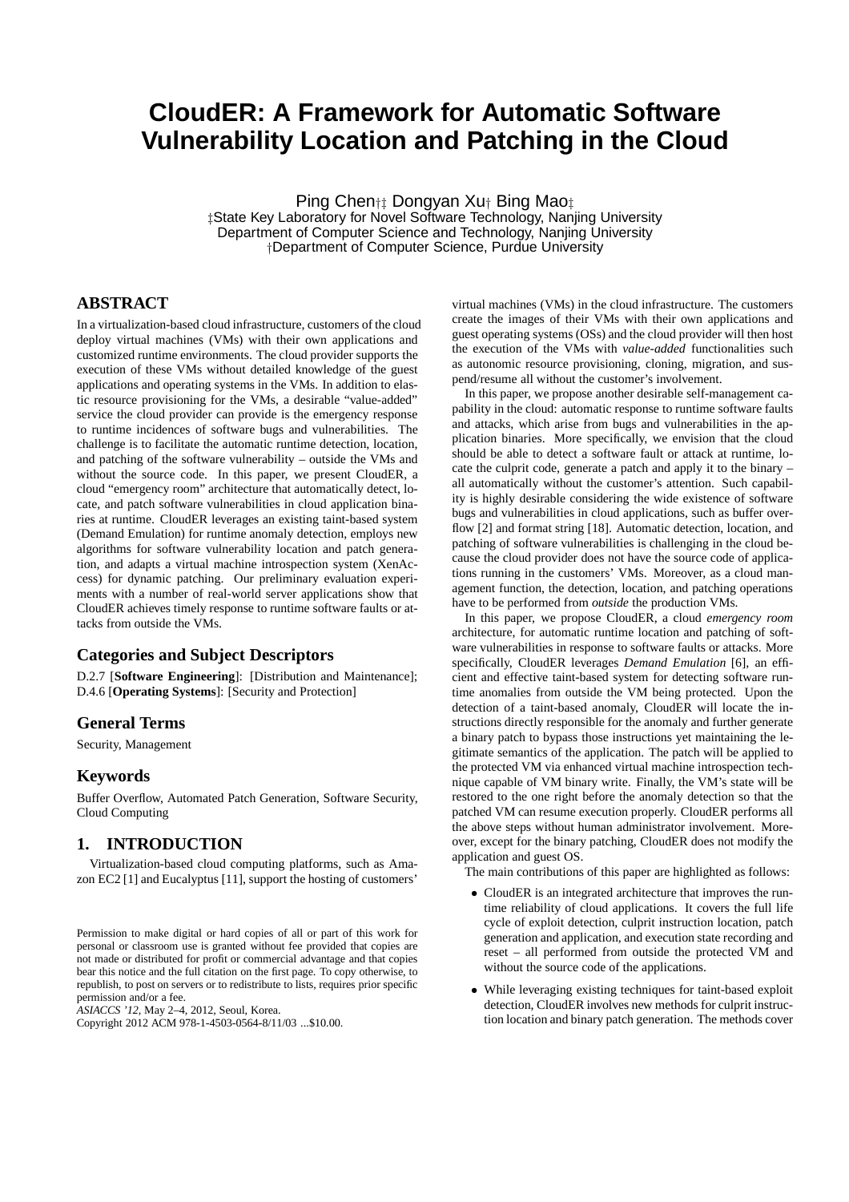# CloudER: A Framework for Automatic Software Vulnerability Location and Patching in the Cloud

Ping Chen†‡ Dongyan Xu† Bing Mao‡
‡State Key Laboratory for Novel Software Technology, Nanjing University
Department of Computer Science and Technology, Nanjing University
†Department of Computer Science, Purdue University

## ABSTRACT

In a virtualization-based cloud infrastructure, customers of the cloud deploy virtual machines (VMs) with their own applications and customized runtime environments. The cloud provider supports the execution of these VMs without detailed knowledge of the guest applications and operating systems in the VMs. In addition to elastic resource provisioning for the VMs, a desirable "value-added" service the cloud provider can provide is the emergency response to runtime incidences of software bugs and vulnerabilities. The challenge is to facilitate the automatic runtime detection, location, and patching of the software vulnerability – outside the VMs and without the source code. In this paper, we present CloudER, a cloud "emergency room" architecture that automatically detect, locate, and patch software vulnerabilities in cloud application binaries at runtime. CloudER leverages an existing taint-based system (Demand Emulation) for runtime anomaly detection, employs new algorithms for software vulnerability location and patch generation, and adapts a virtual machine introspection system (XenAccess) for dynamic patching. Our preliminary evaluation experiments with a number of real-world server applications show that CloudER achieves timely response to runtime software faults or attacks from outside the VMs.

## Categories and Subject Descriptors

D.2.7 [**Software Engineering**]: [Distribution and Maintenance]; D.4.6 [**Operating Systems**]: [Security and Protection]

## General Terms

Security, Management

## Keywords

Buffer Overflow, Automated Patch Generation, Software Security, Cloud Computing

## 1. INTRODUCTION

Virtualization-based cloud computing platforms, such as Amazon EC2 [1] and Eucalyptus [11], support the hosting of customers' virtual machines (VMs) in the cloud infrastructure. The customers create the images of their VMs with their own applications and guest operating systems (OSs) and the cloud provider will then host the execution of the VMs with *value-added* functionalities such as autonomic resource provisioning, cloning, migration, and suspend/resume all without the customer's involvement.

In this paper, we propose another desirable self-management capability in the cloud: automatic response to runtime software faults and attacks, which arise from bugs and vulnerabilities in the application binaries. More specifically, we envision that the cloud should be able to detect a software fault or attack at runtime, locate the culprit code, generate a patch and apply it to the binary – all automatically without the customer's attention. Such capability is highly desirable considering the wide existence of software bugs and vulnerabilities in cloud applications, such as buffer overflow [2] and format string [18]. Automatic detection, location, and patching of software vulnerabilities is challenging in the cloud because the cloud provider does not have the source code of applications running in the customers' VMs. Moreover, as a cloud management function, the detection, location, and patching operations have to be performed from *outside* the production VMs.

In this paper, we propose CloudER, a cloud *emergency room* architecture, for automatic runtime location and patching of software vulnerabilities in response to software faults or attacks. More specifically, CloudER leverages *Demand Emulation* [6], an efficient and effective taint-based system for detecting software runtime anomalies from outside the VM being protected. Upon the detection of a taint-based anomaly, CloudER will locate the instructions directly responsible for the anomaly and further generate a binary patch to bypass those instructions yet maintaining the legitimate semantics of the application. The patch will be applied to the protected VM via enhanced virtual machine introspection technique capable of VM binary write. Finally, the VM's state will be restored to the one right before the anomaly detection so that the patched VM can resume execution properly. CloudER performs all the above steps without human administrator involvement. Moreover, except for the binary patching, CloudER does not modify the application and guest OS.

The main contributions of this paper are highlighted as follows:

- CloudER is an integrated architecture that improves the runtime reliability of cloud applications. It covers the full life cycle of exploit detection, culprit instruction location, patch generation and application, and execution state recording and reset – all performed from outside the protected VM and without the source code of the applications.
- While leveraging existing techniques for taint-based exploit detection, CloudER involves new methods for culprit instruction location and binary patch generation. The methods cover

Permission to make digital or hard copies of all or part of this work for personal or classroom use is granted without fee provided that copies are not made or distributed for profit or commercial advantage and that copies bear this notice and the full citation on the first page. To copy otherwise, to republish, to post on servers or to redistribute to lists, requires prior specific permission and/or a fee.
*ASIACCS '12,* May 2–4, 2012, Seoul, Korea.
Copyright 2012 ACM 978-1-4503-0564-8/11/03 ...$10.00.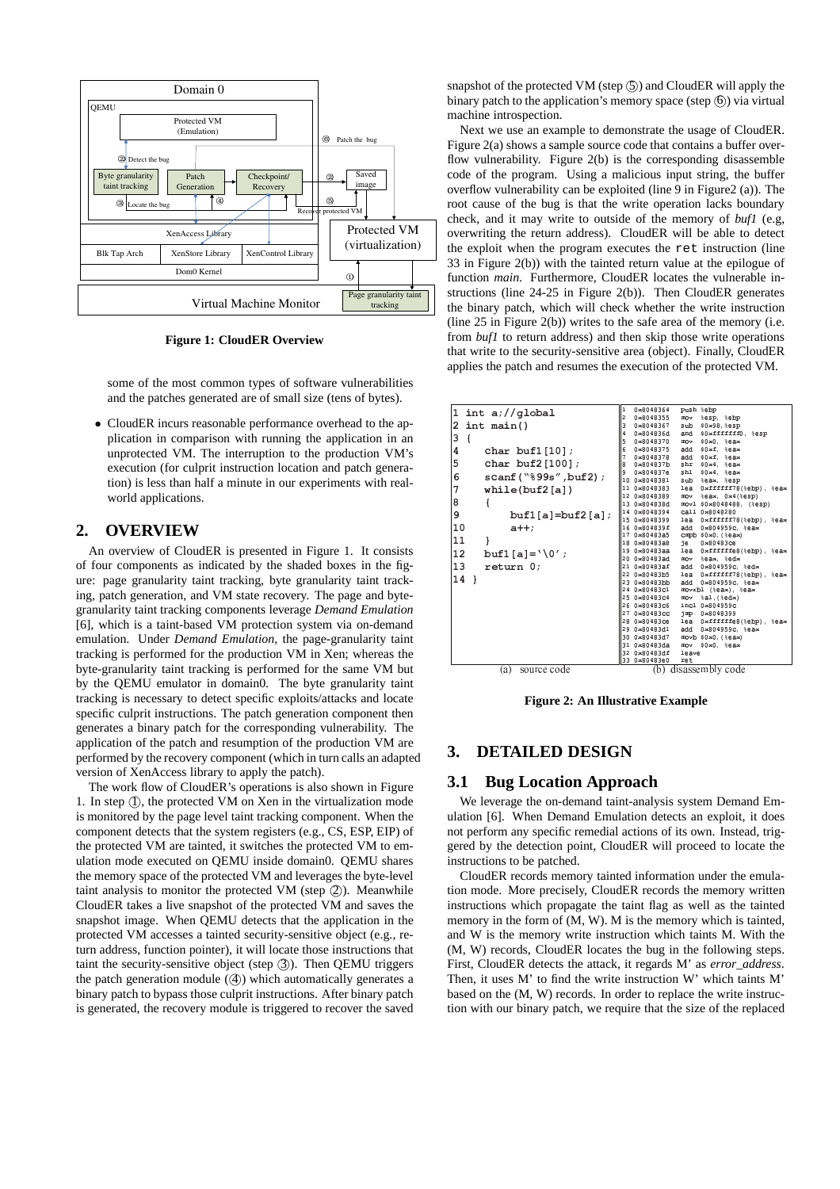**Figure 1: CloudER Overview**

some of the most common types of software vulnerabilities and the patches generated are of small size (tens of bytes).

- CloudER incurs reasonable performance overhead to the application in comparison with running the application in an unprotected VM. The interruption to the production VM's execution (for culprit instruction location and patch generation) is less than half a minute in our experiments with real-world applications.

## 2. OVERVIEW

An overview of CloudER is presented in Figure 1. It consists of four components as indicated by the shaded boxes in the figure: page granularity taint tracking, byte granularity taint tracking, patch generation, and VM state recovery. The page and byte-granularity taint tracking components leverage *Demand Emulation* [6], which is a taint-based VM protection system via on-demand emulation. Under *Demand Emulation*, the page-granularity taint tracking is performed for the production VM in Xen; whereas the byte-granularity taint tracking is performed for the same VM but by the QEMU emulator in domain0. The byte granularity taint tracking is necessary to detect specific exploits/attacks and locate specific culprit instructions. The patch generation component then generates a binary patch for the corresponding vulnerability. The application of the patch and resumption of the production VM are performed by the recovery component (which in turn calls an adapted version of XenAccess library to apply the patch).

The work flow of CloudER's operations is also shown in Figure 1. In step ①, the protected VM on Xen in the virtualization mode is monitored by the page level taint tracking component. When the component detects that the system registers (e.g., CS, ESP, EIP) of the protected VM are tainted, it switches the protected VM to emulation mode executed on QEMU inside domain0. QEMU shares the memory space of the protected VM and leverages the byte-level taint analysis to monitor the protected VM (step ②). Meanwhile CloudER takes a live snapshot of the protected VM and saves the snapshot image. When QEMU detects that the application in the protected VM accesses a tainted security-sensitive object (e.g., return address, function pointer), it will locate those instructions that taint the security-sensitive object (step ③). Then QEMU triggers the patch generation module (④) which automatically generates a binary patch to bypass those culprit instructions. After binary patch is generated, the recovery module is triggered to recover the saved snapshot of the protected VM (step ⑤) and CloudER will apply the binary patch to the application's memory space (step ⑥) via virtual machine introspection.

Next we use an example to demonstrate the usage of CloudER. Figure 2(a) shows a sample source code that contains a buffer overflow vulnerability. Figure 2(b) is the corresponding disassemble code of the program. Using a malicious input string, the buffer overflow vulnerability can be exploited (line 9 in Figure2 (a)). The root cause of the bug is that the write operation lacks boundary check, and it may write to outside of the memory of *buf1* (e.g, overwriting the return address). CloudER will be able to detect the exploit when the program executes the `ret` instruction (line 33 in Figure 2(b)) with the tainted return value at the epilogue of function *main*. Furthermore, CloudER locates the vulnerable instructions (line 24-25 in Figure 2(b)). Then CloudER generates the binary patch, which will check whether the write instruction (line 25 in Figure 2(b)) writes to the safe area of the memory (i.e. from *buf1* to return address) and then skip those write operations that write to the security-sensitive area (object). Finally, CloudER applies the patch and resumes the execution of the protected VM.

```
1  int a;//global
2  int main()
3  {
4      char buf1[10];
5      char buf2[100];
6      scanf("%99s",buf2);
7      while(buf2[a])
8      {
9          buf1[a]=buf2[a];
10         a++;
11     }
12     buf1[a]='\0';
13     return 0;
14 }
```

(a) source code

```
1  0x8048364  push %ebp
2  0x8048355  mov  %esp, %ebp
3  0x8048367  sub  $0x98,%esp
4  0x804836d  and  $0xfffffff0, %esp
5  0x8048370  mov  $0x0, %eax
6  0x8048375  add  $0xf, %eax
7  0x8048378  add  $0xf, %eax
8  0x804837b  shr  $0x4, %eax
9  0x804837e  shl  $0x4, %eax
10 0x8048381  sub  %eax, %esp
11 0x8048383  lea  0xffffff78(%ebp), %eax
12 0x8048389  mov  %eax, 0x4(%esp)
13 0x804838d  movl $0x80484B8, (%esp)
14 0x8048394  call 0x8048280
15 0x8048399  lea  0xffffff78(%ebp), %eax
16 0x804839f  add  0x804959c, %eax
17 0x80483a5  cmpb $0x0,(%eax)
18 0x80483a8  je   0x80483ce
19 0x80483aa  lea  0xffffffe8(%ebp), %eax
20 0x80483ad  mov  %eax, %edx
21 0x80483af  add  0x804959c, %edx
22 0x80483b5  lea  0xffffff78(%ebp), %eax
23 0x80483bb  add  0x804959c, %eax
24 0x80483c1  movzbl (%eax), %eax
25 0x80483c4  mov  %al,(%edx)
26 0x80483c6  incl 0x804959c
27 0x80483cc  jmp  0x8048399
28 0x80483ce  lea  0xffffffe8(%ebp), %eax
29 0x80483d1  add  0x804959c, %eax
30 0x80483d7  movb $0x0,(%eax)
31 0x80483da  mov  $0x0, %eax
32 0x80483df  leave
33 0x80483e0  ret
```

(b) disassembly code

**Figure 2: An Illustrative Example**

## 3. DETAILED DESIGN

### 3.1 Bug Location Approach

We leverage the on-demand taint-analysis system Demand Emulation [6]. When Demand Emulation detects an exploit, it does not perform any specific remedial actions of its own. Instead, triggered by the detection point, CloudER will proceed to locate the instructions to be patched.

CloudER records memory tainted information under the emulation mode. More precisely, CloudER records the memory written instructions which propagate the taint flag as well as the tainted memory in the form of (M, W). M is the memory which is tainted, and W is the memory write instruction which taints M. With the (M, W) records, CloudER locates the bug in the following steps. First, CloudER detects the attack, it regards M' as *error_address*. Then, it uses M' to find the write instruction W' which taints M' based on the (M, W) records. In order to replace the write instruction with our binary patch, we require that the size of the replaced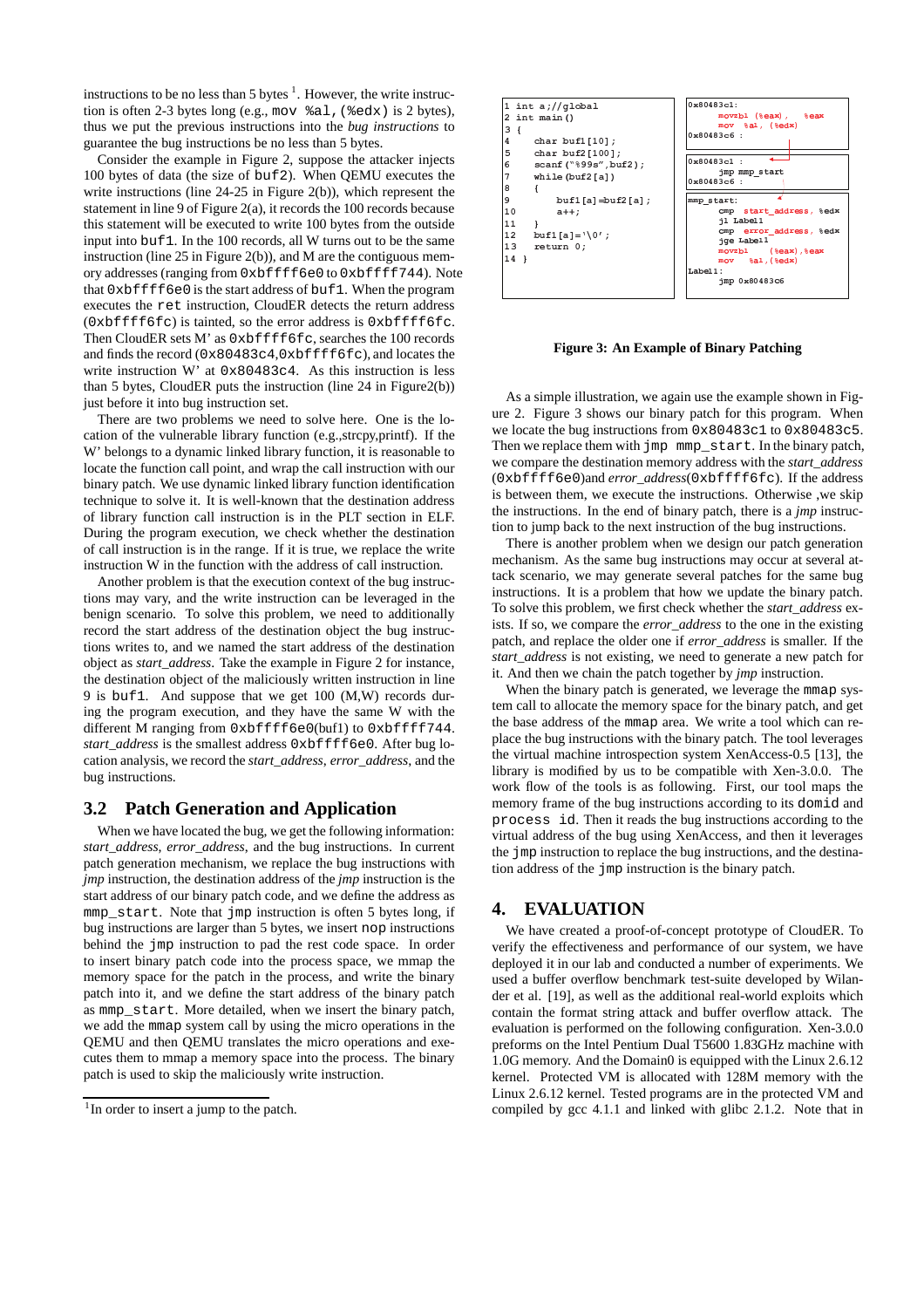instructions to be no less than 5 bytes [1]. However, the write instruction is often 2-3 bytes long (e.g., `mov %al,(%edx)` is 2 bytes), thus we put the previous instructions into the *bug instructions* to guarantee the bug instructions be no less than 5 bytes.

Consider the example in Figure 2, suppose the attacker injects 100 bytes of data (the size of `buf2`). When QEMU executes the write instructions (line 24-25 in Figure 2(b)), which represent the statement in line 9 of Figure 2(a), it records the 100 records because this statement will be executed to write 100 bytes from the outside input into `buf1`. In the 100 records, all W turns out to be the same instruction (line 25 in Figure 2(b)), and M are the contiguous memory addresses (ranging from `0xbffff6e0` to `0xbffff744`). Note that `0xbffff6e0` is the start address of `buf1`. When the program executes the `ret` instruction, CloudER detects the return address (`0xbffff6fc`) is tainted, so the error address is `0xbffff6fc`. Then CloudER sets M' as `0xbffff6fc`, searches the 100 records and finds the record (`0x80483c4`,`0xbffff6fc`), and locates the write instruction W' at `0x80483c4`. As this instruction is less than 5 bytes, CloudER puts the instruction (line 24 in Figure2(b)) just before it into bug instruction set.

There are two problems we need to solve here. One is the location of the vulnerable library function (e.g.,strcpy,printf). If the W' belongs to a dynamic linked library function, it is reasonable to locate the function call point, and wrap the call instruction with our binary patch. We use dynamic linked library function identification technique to solve it. It is well-known that the destination address of library function call instruction is in the PLT section in ELF. During the program execution, we check whether the destination of call instruction is in the range. If it is true, we replace the write instruction W in the function with the address of call instruction.

Another problem is that the execution context of the bug instructions may vary, and the write instruction can be leveraged in the benign scenario. To solve this problem, we need to additionally record the start address of the destination object the bug instructions writes to, and we named the start address of the destination object as *start_address*. Take the example in Figure 2 for instance, the destination object of the maliciously written instruction in line 9 is `buf1`. And suppose that we get 100 (M,W) records during the program execution, and they have the same W with the different M ranging from `0xbffff6e0`(buf1) to `0xbffff744`. *start_address* is the smallest address `0xbffff6e0`. After bug location analysis, we record the *start_address*, *error_address*, and the bug instructions.

## 3.2 Patch Generation and Application

When we have located the bug, we get the following information: *start_address*, *error_address*, and the bug instructions. In current patch generation mechanism, we replace the bug instructions with *jmp* instruction, the destination address of the *jmp* instruction is the start address of our binary patch code, and we define the address as `mmp_start`. Note that `jmp` instruction is often 5 bytes long, if bug instructions are larger than 5 bytes, we insert `nop` instructions behind the `jmp` instruction to pad the rest code space. In order to insert binary patch code into the process space, we mmap the memory space for the patch in the process, and write the binary patch into it, and we define the start address of the binary patch as `mmp_start`. More detailed, when we insert the binary patch, we add the `mmap` system call by using the micro operations in the QEMU and then QEMU translates the micro operations and executes them to mmap a memory space into the process. The binary patch is used to skip the maliciously write instruction.

[1] In order to insert a jump to the patch.

```
1  int a;//global
2  int main()
3  {
4      char buf1[10];
5      char buf2[100];
6      scanf("%99s",buf2);
7      while(buf2[a])
8      {
9          buf1[a]=buf2[a];
10         a++;
11     }
12     buf1[a]='\0';
13     return 0;
14 }
```

```
0x80483c1:
    movzbl (%eax), %eax
    mov  %al, (%edx)
0x80483c6 :

0x80483c1 :
    jmp mmp_start
0x80483c6 :

mmp_start:
    cmp  start_address, %edx
    jl Label1
    cmp  error_address, %edx
    jge Label1
    movzbl   (%eax),%eax
    mov   %al,(%edx)
Label1:
    jmp 0x80483c6
```

**Figure 3: An Example of Binary Patching**

As a simple illustration, we again use the example shown in Figure 2. Figure 3 shows our binary patch for this program. When we locate the bug instructions from `0x80483c1` to `0x80483c5`. Then we replace them with `jmp mmp_start`. In the binary patch, we compare the destination memory address with the *start_address* (`0xbffff6e0`)and *error_address*(`0xbffff6fc`). If the address is between them, we execute the instructions. Otherwise ,we skip the instructions. In the end of binary patch, there is a *jmp* instruction to jump back to the next instruction of the bug instructions.

There is another problem when we design our patch generation mechanism. As the same bug instructions may occur at several attack scenario, we may generate several patches for the same bug instructions. It is a problem that how we update the binary patch. To solve this problem, we first check whether the *start_address* exists. If so, we compare the *error_address* to the one in the existing patch, and replace the older one if *error_address* is smaller. If the *start_address* is not existing, we need to generate a new patch for it. And then we chain the patch together by *jmp* instruction.

When the binary patch is generated, we leverage the `mmap` system call to allocate the memory space for the binary patch, and get the base address of the `mmap` area. We write a tool which can replace the bug instructions with the binary patch. The tool leverages the virtual machine introspection system XenAccess-0.5 [13], the library is modified by us to be compatible with Xen-3.0.0. The work flow of the tools is as following. First, our tool maps the memory frame of the bug instructions according to its `domid` and `process id`. Then it reads the bug instructions according to the virtual address of the bug using XenAccess, and then it leverages the `jmp` instruction to replace the bug instructions, and the destination address of the `jmp` instruction is the binary patch.

# 4. EVALUATION

We have created a proof-of-concept prototype of CloudER. To verify the effectiveness and performance of our system, we have deployed it in our lab and conducted a number of experiments. We used a buffer overflow benchmark test-suite developed by Wilander et al. [19], as well as the additional real-world exploits which contain the format string attack and buffer overflow attack. The evaluation is performed on the following configuration. Xen-3.0.0 preforms on the Intel Pentium Dual T5600 1.83GHz machine with 1.0G memory. And the Domain0 is equipped with the Linux 2.6.12 kernel. Protected VM is allocated with 128M memory with the Linux 2.6.12 kernel. Tested programs are in the protected VM and compiled by gcc 4.1.1 and linked with glibc 2.1.2. Note that in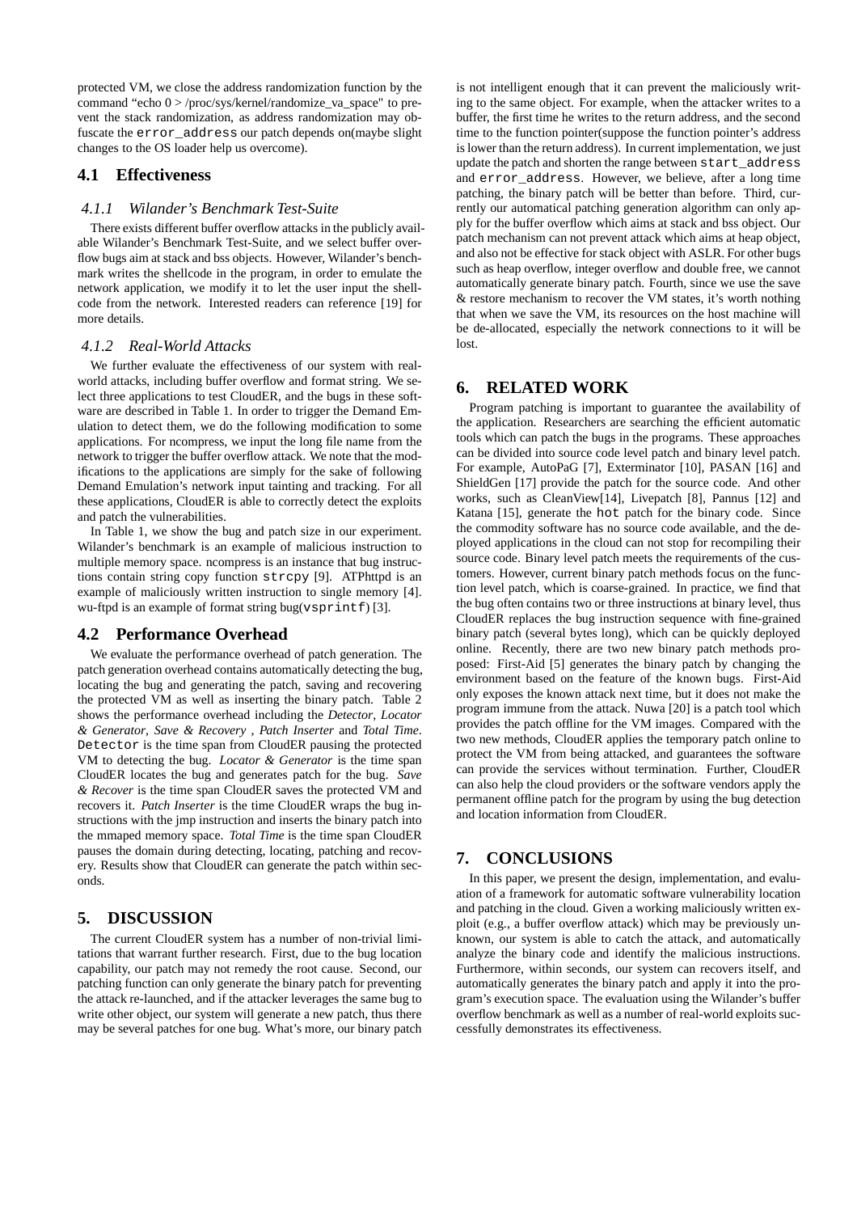protected VM, we close the address randomization function by the command "echo 0 > /proc/sys/kernel/randomize_va_space" to prevent the stack randomization, as address randomization may obfuscate the `error_address` our patch depends on(maybe slight changes to the OS loader help us overcome).

## 4.1 Effectiveness

### 4.1.1 Wilander's Benchmark Test-Suite

There exists different buffer overflow attacks in the publicly available Wilander's Benchmark Test-Suite, and we select buffer overflow bugs aim at stack and bss objects. However, Wilander's benchmark writes the shellcode in the program, in order to emulate the network application, we modify it to let the user input the shellcode from the network. Interested readers can reference [19] for more details.

### 4.1.2 Real-World Attacks

We further evaluate the effectiveness of our system with real-world attacks, including buffer overflow and format string. We select three applications to test CloudER, and the bugs in these software are described in Table 1. In order to trigger the Demand Emulation to detect them, we do the following modification to some applications. For ncompress, we input the long file name from the network to trigger the buffer overflow attack. We note that the modifications to the applications are simply for the sake of following Demand Emulation's network input tainting and tracking. For all these applications, CloudER is able to correctly detect the exploits and patch the vulnerabilities.

In Table 1, we show the bug and patch size in our experiment. Wilander's benchmark is an example of malicious instruction to multiple memory space. ncompress is an instance that bug instructions contain string copy function `strcpy` [9]. ATPhttpd is an example of maliciously written instruction to single memory [4]. wu-ftpd is an example of format string bug(`vsprintf`) [3].

## 4.2 Performance Overhead

We evaluate the performance overhead of patch generation. The patch generation overhead contains automatically detecting the bug, locating the bug and generating the patch, saving and recovering the protected VM as well as inserting the binary patch. Table 2 shows the performance overhead including the *Detector*, *Locator & Generator*, *Save & Recovery* , *Patch Inserter* and *Total Time*. `Detector` is the time span from CloudER pausing the protected VM to detecting the bug. *Locator & Generator* is the time span CloudER locates the bug and generates patch for the bug. *Save & Recover* is the time span CloudER saves the protected VM and recovers it. *Patch Inserter* is the time CloudER wraps the bug instructions with the jmp instruction and inserts the binary patch into the mmaped memory space. *Total Time* is the time span CloudER pauses the domain during detecting, locating, patching and recovery. Results show that CloudER can generate the patch within seconds.

# 5. DISCUSSION

The current CloudER system has a number of non-trivial limitations that warrant further research. First, due to the bug location capability, our patch may not remedy the root cause. Second, our patching function can only generate the binary patch for preventing the attack re-launched, and if the attacker leverages the same bug to write other object, our system will generate a new patch, thus there may be several patches for one bug. What's more, our binary patch is not intelligent enough that it can prevent the maliciously writing to the same object. For example, when the attacker writes to a buffer, the first time he writes to the return address, and the second time to the function pointer(suppose the function pointer's address is lower than the return address). In current implementation, we just update the patch and shorten the range between `start_address` and `error_address`. However, we believe, after a long time patching, the binary patch will be better than before. Third, currently our automatical patching generation algorithm can only apply for the buffer overflow which aims at stack and bss object. Our patch mechanism can not prevent attack which aims at heap object, and also not be effective for stack object with ASLR. For other bugs such as heap overflow, integer overflow and double free, we cannot automatically generate binary patch. Fourth, since we use the save & restore mechanism to recover the VM states, it's worth nothing that when we save the VM, its resources on the host machine will be de-allocated, especially the network connections to it will be lost.

# 6. RELATED WORK

Program patching is important to guarantee the availability of the application. Researchers are searching the efficient automatic tools which can patch the bugs in the programs. These approaches can be divided into source code level patch and binary level patch. For example, AutoPaG [7], Exterminator [10], PASAN [16] and ShieldGen [17] provide the patch for the source code. And other works, such as CleanView[14], Livepatch [8], Pannus [12] and Katana [15], generate the `hot` patch for the binary code. Since the commodity software has no source code available, and the deployed applications in the cloud can not stop for recompiling their source code. Binary level patch meets the requirements of the customers. However, current binary patch methods focus on the function level patch, which is coarse-grained. In practice, we find that the bug often contains two or three instructions at binary level, thus CloudER replaces the bug instruction sequence with fine-grained binary patch (several bytes long), which can be quickly deployed online. Recently, there are two new binary patch methods proposed: First-Aid [5] generates the binary patch by changing the environment based on the feature of the known bugs. First-Aid only exposes the known attack next time, but it does not make the program immune from the attack. Nuwa [20] is a patch tool which provides the patch offline for the VM images. Compared with the two new methods, CloudER applies the temporary patch online to protect the VM from being attacked, and guarantees the software can provide the services without termination. Further, CloudER can also help the cloud providers or the software vendors apply the permanent offline patch for the program by using the bug detection and location information from CloudER.

# 7. CONCLUSIONS

In this paper, we present the design, implementation, and evaluation of a framework for automatic software vulnerability location and patching in the cloud. Given a working maliciously written exploit (e.g., a buffer overflow attack) which may be previously unknown, our system is able to catch the attack, and automatically analyze the binary code and identify the malicious instructions. Furthermore, within seconds, our system can recovers itself, and automatically generates the binary patch and apply it into the program's execution space. The evaluation using the Wilander's buffer overflow benchmark as well as a number of real-world exploits successfully demonstrates its effectiveness.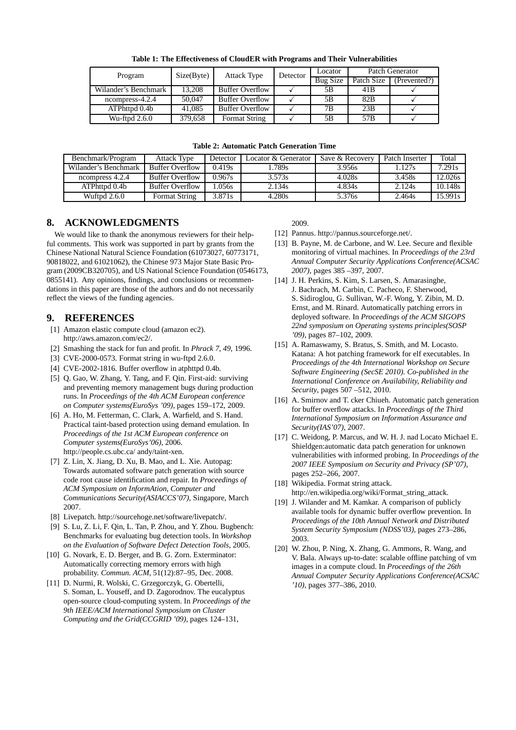**Table 1: The Effectiveness of CloudER with Programs and Their Vulnerabilities**

| Program | Size(Byte) | Attack Type | Detector | Locator | Patch Generator | |
|---|---|---|---|---|---|---|
| | | | | Bug Size | Patch Size | (Prevented?) |
| Wilander's Benchmark | 13,208 | Buffer Overflow | ✓ | 5B | 41B | ✓ |
| ncompress-4.2.4 | 50,047 | Buffer Overflow | ✓ | 5B | 82B | ✓ |
| ATPhttpd 0.4b | 41,085 | Buffer Overflow | ✓ | 7B | 23B | ✓ |
| Wu-ftpd 2.6.0 | 379,658 | Format String | ✓ | 5B | 57B | ✓ |

**Table 2: Automatic Patch Generation Time**

| Benchmark/Program | Attack Type | Detector | Locator & Generator | Save & Recovery | Patch Inserter | Total |
|---|---|---|---|---|---|---|
| Wilander's Benchmark | Buffer Overflow | 0.419s | 1.789s | 3.956s | 1.127s | 7.291s |
| ncompress 4.2.4 | Buffer Overflow | 0.967s | 3.573s | 4.028s | 3.458s | 12.026s |
| ATPhttpd 0.4b | Buffer Overflow | 1.056s | 2.134s | 4.834s | 2.124s | 10.148s |
| Wuftpd 2.6.0 | Format String | 3.871s | 4.280s | 5.376s | 2.464s | 15.991s |

## 8. ACKNOWLEDGMENTS

We would like to thank the anonymous reviewers for their helpful comments. This work was supported in part by grants from the Chinese National Natural Science Foundation (61073027, 60773171, 90818022, and 61021062), the Chinese 973 Major State Basic Program (2009CB320705), and US National Science Foundation (0546173, 0855141). Any opinions, findings, and conclusions or recommendations in this paper are those of the authors and do not necessarily reflect the views of the funding agencies.

## 9. REFERENCES

[1] Amazon elastic compute cloud (amazon ec2). http://aws.amazon.com/ec2/.

[2] Smashing the stack for fun and profit. In *Phrack 7, 49*, 1996.

[3] CVE-2000-0573. Format string in wu-ftpd 2.6.0.

[4] CVE-2002-1816. Buffer overflow in atphttpd 0.4b.

[5] Q. Gao, W. Zhang, Y. Tang, and F. Qin. First-aid: surviving and preventing memory management bugs during production runs. In *Proceedings of the 4th ACM European conference on Computer systems(EuroSys '09)*, pages 159–172, 2009.

[6] A. Ho, M. Fetterman, C. Clark, A. Warfield, and S. Hand. Practical taint-based protection using demand emulation. In *Proceedings of the 1st ACM European conference on Computer systems(EuroSys'06)*, 2006. http://people.cs.ubc.ca/ andy/taint-xen.

[7] Z. Lin, X. Jiang, D. Xu, B. Mao, and L. Xie. Autopag: Towards automated software patch generation with source code root cause identification and repair. In *Proceedings of ACM Symposium on InformAtion, Computer and Communications Security(ASIACCS'07)*, Singapore, March 2007.

[8] Livepatch. http://sourcehoge.net/software/livepatch/.

[9] S. Lu, Z. Li, F. Qin, L. Tan, P. Zhou, and Y. Zhou. Bugbench: Benchmarks for evaluating bug detection tools. In *Workshop on the Evaluation of Software Defect Detection Tools*, 2005.

[10] G. Novark, E. D. Berger, and B. G. Zorn. Exterminator: Automatically correcting memory errors with high probability. *Commun. ACM*, 51(12):87–95, Dec. 2008.

[11] D. Nurmi, R. Wolski, C. Grzegorczyk, G. Obertelli, S. Soman, L. Youseff, and D. Zagorodnov. The eucalyptus open-source cloud-computing system. In *Proceedings of the 9th IEEE/ACM International Symposium on Cluster Computing and the Grid(CCGRID '09)*, pages 124–131, 2009.

[12] Pannus. http://pannus.sourceforge.net/.

[13] B. Payne, M. de Carbone, and W. Lee. Secure and flexible monitoring of virtual machines. In *Proceedings of the 23rd Annual Computer Security Applications Conference(ACSAC 2007)*, pages 385 –397, 2007.

[14] J. H. Perkins, S. Kim, S. Larsen, S. Amarasinghe, J. Bachrach, M. Carbin, C. Pacheco, F. Sherwood, S. Sidiroglou, G. Sullivan, W.-F. Wong, Y. Zibin, M. D. Ernst, and M. Rinard. Automatically patching errors in deployed software. In *Proceedings of the ACM SIGOPS 22nd symposium on Operating systems principles(SOSP '09)*, pages 87–102, 2009.

[15] A. Ramaswamy, S. Bratus, S. Smith, and M. Locasto. Katana: A hot patching framework for elf executables. In *Proceedings of the 4th International Workshop on Secure Software Engineering (SecSE 2010). Co-published in the International Conference on Availability, Reliability and Security*, pages 507 –512, 2010.

[16] A. Smirnov and T. cker Chiueh. Automatic patch generation for buffer overflow attacks. In *Proceedings of the Third International Symposium on Information Assurance and Security(IAS'07)*, 2007.

[17] C. Weidong, P. Marcus, and W. H. J. nad Locato Michael E. Shieldgen:automatic data patch generation for unknown vulnerabilities with informed probing. In *Proceedings of the 2007 IEEE Symposium on Security and Privacy (SP'07)*, pages 252–266, 2007.

[18] Wikipedia. Format string attack. http://en.wikipedia.org/wiki/Format_string_attack.

[19] J. Wilander and M. Kamkar. A comparison of publicly available tools for dynamic buffer overflow prevention. In *Proceedings of the 10th Annual Network and Distributed System Security Symposium (NDSS'03)*, pages 273–286, 2003.

[20] W. Zhou, P. Ning, X. Zhang, G. Ammons, R. Wang, and V. Bala. Always up-to-date: scalable offline patching of vm images in a compute cloud. In *Proceedings of the 26th Annual Computer Security Applications Conference(ACSAC '10)*, pages 377–386, 2010.